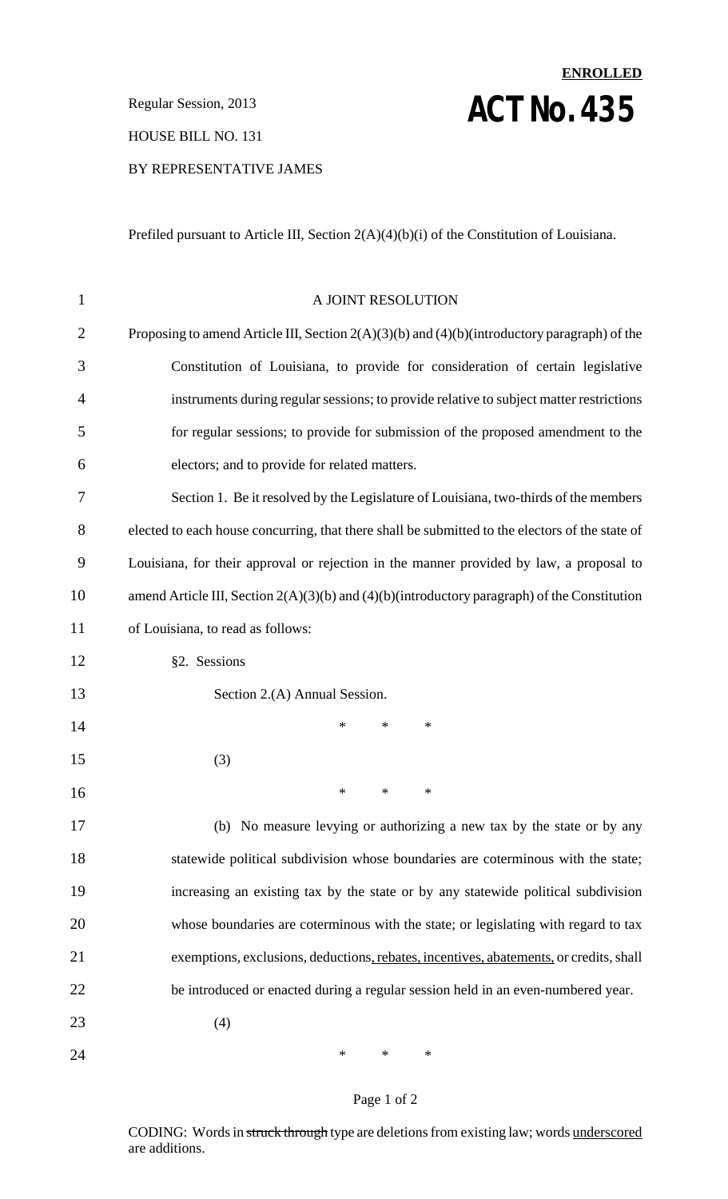**ENROLLED**

Regular Session, 2013

# ACT No. 435

HOUSE BILL NO. 131

BY REPRESENTATIVE JAMES

Prefiled pursuant to Article III, Section 2(A)(4)(b)(i) of the Constitution of Louisiana.

A JOINT RESOLUTION

Proposing to amend Article III, Section 2(A)(3)(b) and (4)(b)(introductory paragraph) of the Constitution of Louisiana, to provide for consideration of certain legislative instruments during regular sessions; to provide relative to subject matter restrictions for regular sessions; to provide for submission of the proposed amendment to the electors; and to provide for related matters.

Section 1. Be it resolved by the Legislature of Louisiana, two-thirds of the members elected to each house concurring, that there shall be submitted to the electors of the state of Louisiana, for their approval or rejection in the manner provided by law, a proposal to amend Article III, Section 2(A)(3)(b) and (4)(b)(introductory paragraph) of the Constitution of Louisiana, to read as follows:

§2. Sessions

Section 2.(A) Annual Session.

\* \* \*

(3)

\* \* \*

(b) No measure levying or authorizing a new tax by the state or by any statewide political subdivision whose boundaries are coterminous with the state; increasing an existing tax by the state or by any statewide political subdivision whose boundaries are coterminous with the state; or legislating with regard to tax exemptions, exclusions, deductions<u>, rebates, incentives, abatements,</u> or credits, shall be introduced or enacted during a regular session held in an even-numbered year.

(4)

\* \* \*

CODING: Words in ~~struck through~~ type are deletions from existing law; words <u>underscored</u> are additions.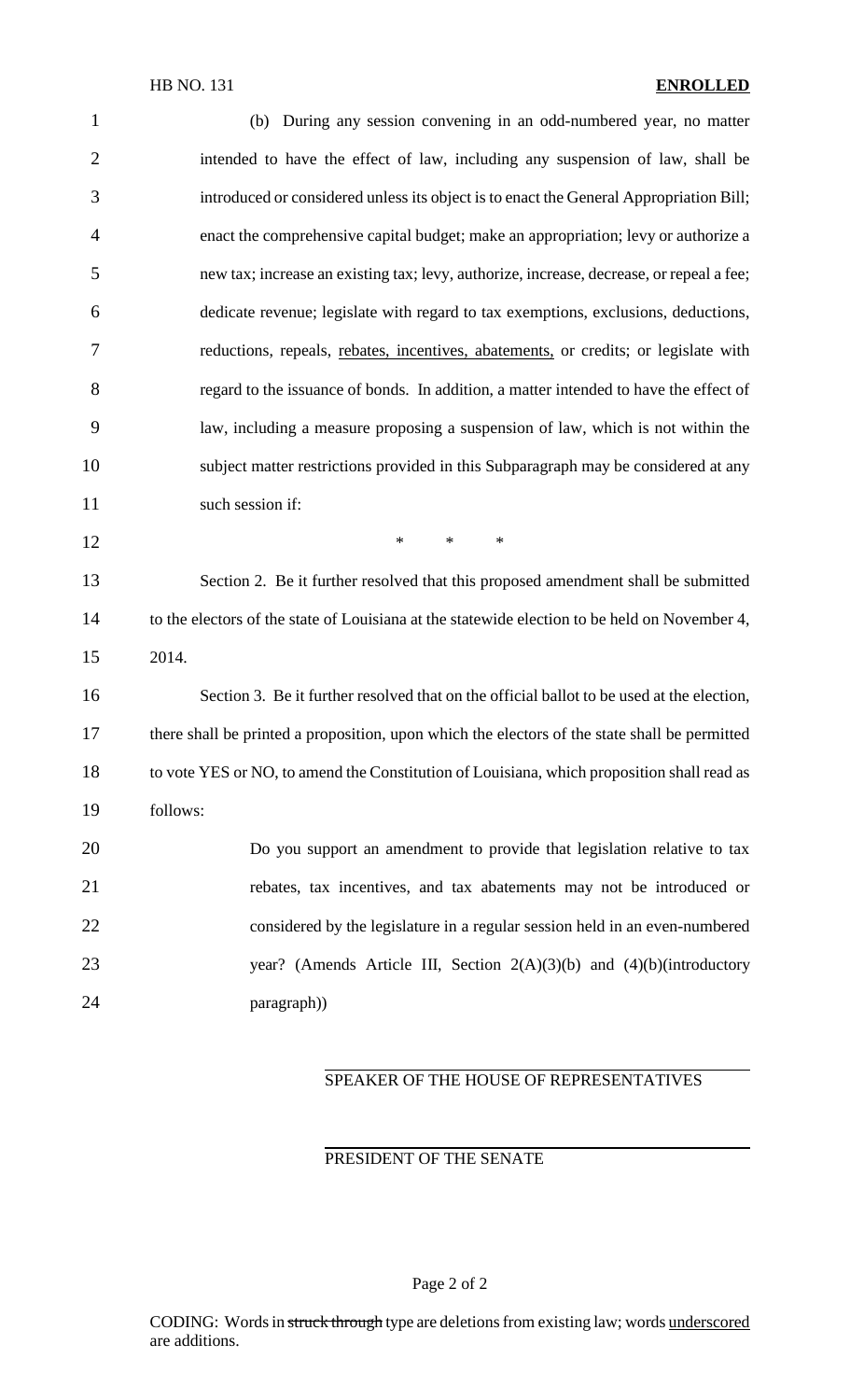(b) During any session convening in an odd-numbered year, no matter intended to have the effect of law, including any suspension of law, shall be introduced or considered unless its object is to enact the General Appropriation Bill; enact the comprehensive capital budget; make an appropriation; levy or authorize a new tax; increase an existing tax; levy, authorize, increase, decrease, or repeal a fee; dedicate revenue; legislate with regard to tax exemptions, exclusions, deductions, reductions, repeals, <u>rebates, incentives, abatements,</u> or credits; or legislate with regard to the issuance of bonds. In addition, a matter intended to have the effect of law, including a measure proposing a suspension of law, which is not within the subject matter restrictions provided in this Subparagraph may be considered at any such session if:

\* \* \*

Section 2. Be it further resolved that this proposed amendment shall be submitted to the electors of the state of Louisiana at the statewide election to be held on November 4, 2014.

Section 3. Be it further resolved that on the official ballot to be used at the election, there shall be printed a proposition, upon which the electors of the state shall be permitted to vote YES or NO, to amend the Constitution of Louisiana, which proposition shall read as follows:

Do you support an amendment to provide that legislation relative to tax rebates, tax incentives, and tax abatements may not be introduced or considered by the legislature in a regular session held in an even-numbered year? (Amends Article III, Section 2(A)(3)(b) and (4)(b)(introductory paragraph))

SPEAKER OF THE HOUSE OF REPRESENTATIVES

PRESIDENT OF THE SENATE

CODING: Words in ~~struck through~~ type are deletions from existing law; words <u>underscored</u> are additions.